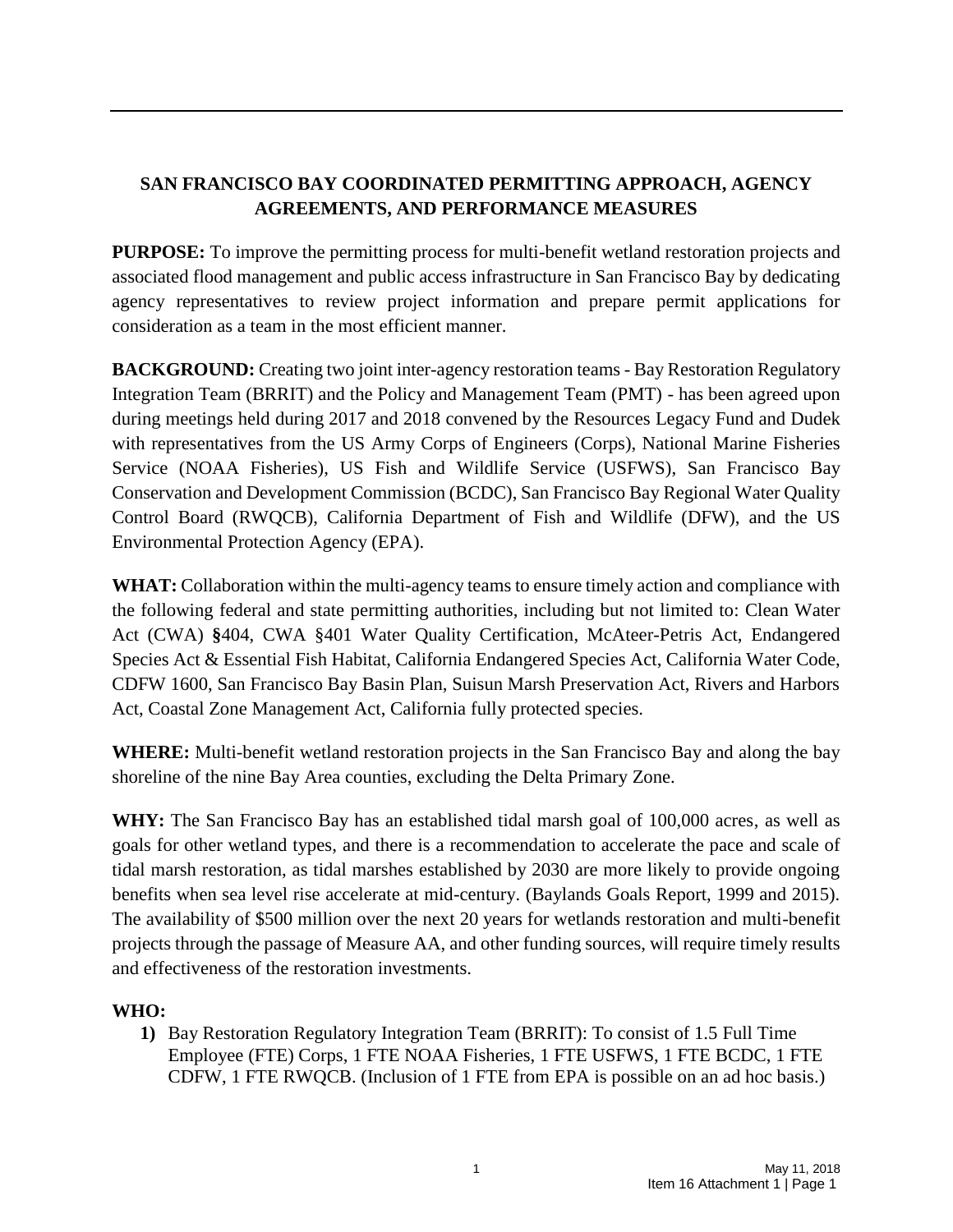## SAN FRANCISCO BAY COORDINATED PERMITTING APPROACH, AGENCY AGREEMENTS, AND PERFORMANCE MEASURES

**PURPOSE:** To improve the permitting process for multi-benefit wetland restoration projects and associated flood management and public access infrastructure in San Francisco Bay by dedicating agency representatives to review project information and prepare permit applications for consideration as a team in the most efficient manner.

**BACKGROUND:** Creating two joint inter-agency restoration teams - Bay Restoration Regulatory Integration Team (BRRIT) and the Policy and Management Team (PMT) - has been agreed upon during meetings held during 2017 and 2018 convened by the Resources Legacy Fund and Dudek with representatives from the US Army Corps of Engineers (Corps), National Marine Fisheries Service (NOAA Fisheries), US Fish and Wildlife Service (USFWS), San Francisco Bay Conservation and Development Commission (BCDC), San Francisco Bay Regional Water Quality Control Board (RWQCB), California Department of Fish and Wildlife (DFW), and the US Environmental Protection Agency (EPA).

**WHAT:** Collaboration within the multi-agency teams to ensure timely action and compliance with the following federal and state permitting authorities, including but not limited to: Clean Water Act (CWA) **§**404, CWA §401 Water Quality Certification, McAteer-Petris Act, Endangered Species Act & Essential Fish Habitat, California Endangered Species Act, California Water Code, CDFW 1600, San Francisco Bay Basin Plan, Suisun Marsh Preservation Act, Rivers and Harbors Act, Coastal Zone Management Act, California fully protected species.

**WHERE:** Multi-benefit wetland restoration projects in the San Francisco Bay and along the bay shoreline of the nine Bay Area counties, excluding the Delta Primary Zone.

**WHY:** The San Francisco Bay has an established tidal marsh goal of 100,000 acres, as well as goals for other wetland types, and there is a recommendation to accelerate the pace and scale of tidal marsh restoration, as tidal marshes established by 2030 are more likely to provide ongoing benefits when sea level rise accelerate at mid-century. (Baylands Goals Report, 1999 and 2015). The availability of $500 million over the next 20 years for wetlands restoration and multi-benefit projects through the passage of Measure AA, and other funding sources, will require timely results and effectiveness of the restoration investments.

**WHO:**

1) Bay Restoration Regulatory Integration Team (BRRIT): To consist of 1.5 Full Time Employee (FTE) Corps, 1 FTE NOAA Fisheries, 1 FTE USFWS, 1 FTE BCDC, 1 FTE CDFW, 1 FTE RWQCB. (Inclusion of 1 FTE from EPA is possible on an ad hoc basis.)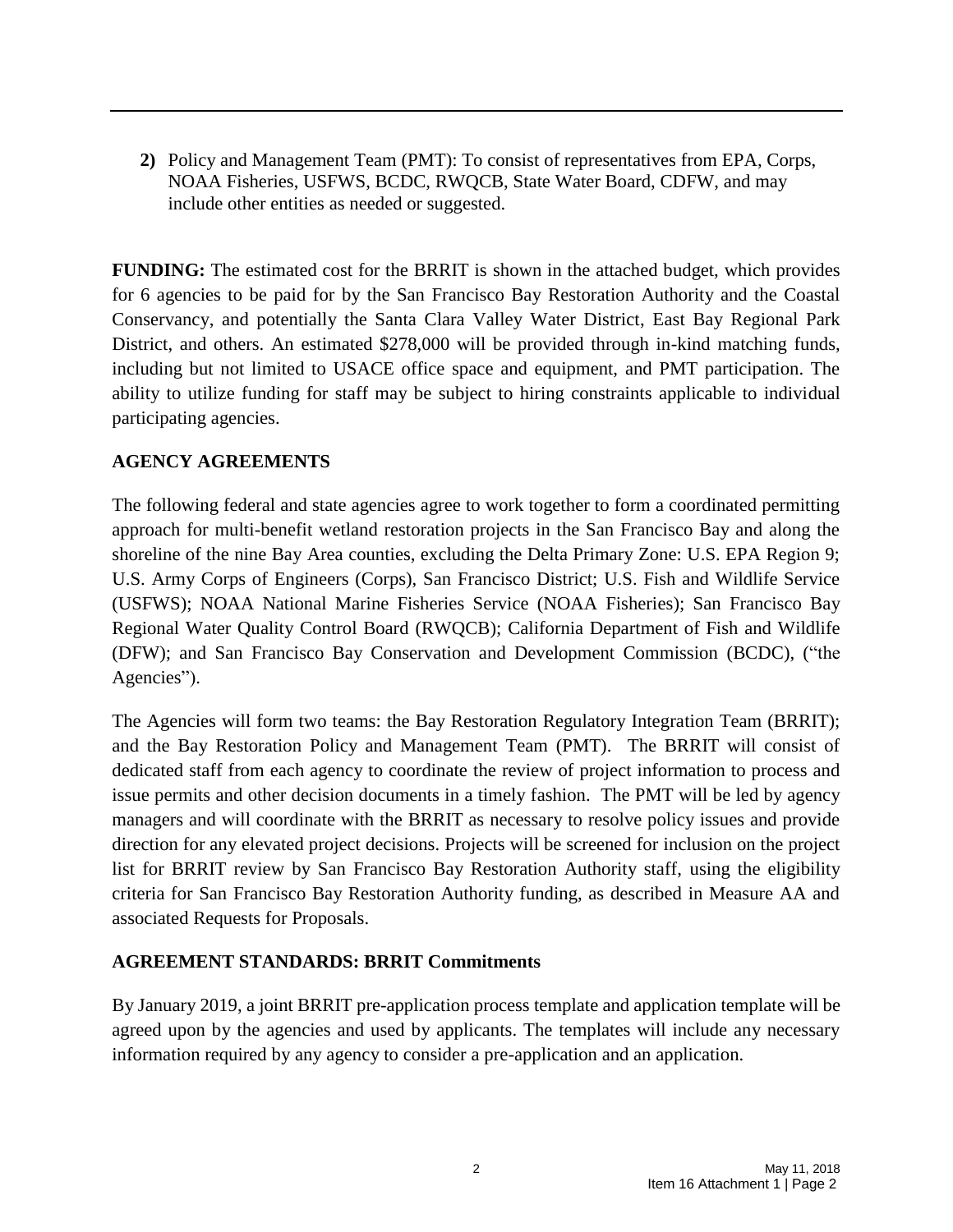**2)** Policy and Management Team (PMT): To consist of representatives from EPA, Corps, NOAA Fisheries, USFWS, BCDC, RWQCB, State Water Board, CDFW, and may include other entities as needed or suggested.

**FUNDING:** The estimated cost for the BRRIT is shown in the attached budget, which provides for 6 agencies to be paid for by the San Francisco Bay Restoration Authority and the Coastal Conservancy, and potentially the Santa Clara Valley Water District, East Bay Regional Park District, and others. An estimated $278,000 will be provided through in-kind matching funds, including but not limited to USACE office space and equipment, and PMT participation. The ability to utilize funding for staff may be subject to hiring constraints applicable to individual participating agencies.

## AGENCY AGREEMENTS

The following federal and state agencies agree to work together to form a coordinated permitting approach for multi-benefit wetland restoration projects in the San Francisco Bay and along the shoreline of the nine Bay Area counties, excluding the Delta Primary Zone: U.S. EPA Region 9; U.S. Army Corps of Engineers (Corps), San Francisco District; U.S. Fish and Wildlife Service (USFWS); NOAA National Marine Fisheries Service (NOAA Fisheries); San Francisco Bay Regional Water Quality Control Board (RWQCB); California Department of Fish and Wildlife (DFW); and San Francisco Bay Conservation and Development Commission (BCDC), ("the Agencies").

The Agencies will form two teams: the Bay Restoration Regulatory Integration Team (BRRIT); and the Bay Restoration Policy and Management Team (PMT). The BRRIT will consist of dedicated staff from each agency to coordinate the review of project information to process and issue permits and other decision documents in a timely fashion. The PMT will be led by agency managers and will coordinate with the BRRIT as necessary to resolve policy issues and provide direction for any elevated project decisions. Projects will be screened for inclusion on the project list for BRRIT review by San Francisco Bay Restoration Authority staff, using the eligibility criteria for San Francisco Bay Restoration Authority funding, as described in Measure AA and associated Requests for Proposals.

## AGREEMENT STANDARDS: BRRIT Commitments

By January 2019, a joint BRRIT pre-application process template and application template will be agreed upon by the agencies and used by applicants. The templates will include any necessary information required by any agency to consider a pre-application and an application.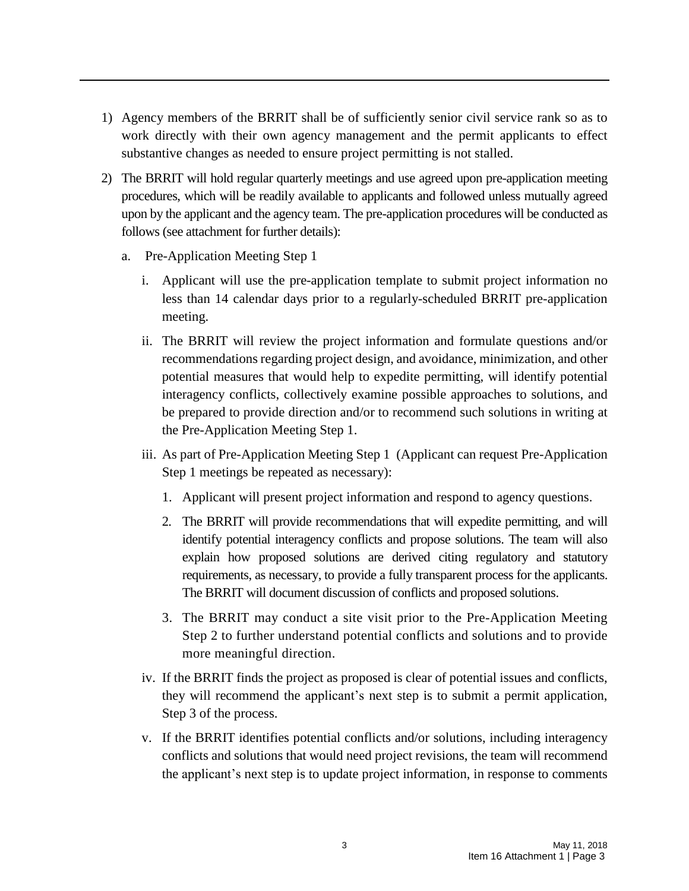1) Agency members of the BRRIT shall be of sufficiently senior civil service rank so as to work directly with their own agency management and the permit applicants to effect substantive changes as needed to ensure project permitting is not stalled.

2) The BRRIT will hold regular quarterly meetings and use agreed upon pre-application meeting procedures, which will be readily available to applicants and followed unless mutually agreed upon by the applicant and the agency team. The pre-application procedures will be conducted as follows (see attachment for further details):

   a. Pre-Application Meeting Step 1

      i. Applicant will use the pre-application template to submit project information no less than 14 calendar days prior to a regularly-scheduled BRRIT pre-application meeting.

      ii. The BRRIT will review the project information and formulate questions and/or recommendations regarding project design, and avoidance, minimization, and other potential measures that would help to expedite permitting, will identify potential interagency conflicts, collectively examine possible approaches to solutions, and be prepared to provide direction and/or to recommend such solutions in writing at the Pre-Application Meeting Step 1.

      iii. As part of Pre-Application Meeting Step 1 (Applicant can request Pre-Application Step 1 meetings be repeated as necessary):

         1. Applicant will present project information and respond to agency questions.

         2. The BRRIT will provide recommendations that will expedite permitting, and will identify potential interagency conflicts and propose solutions. The team will also explain how proposed solutions are derived citing regulatory and statutory requirements, as necessary, to provide a fully transparent process for the applicants. The BRRIT will document discussion of conflicts and proposed solutions.

         3. The BRRIT may conduct a site visit prior to the Pre-Application Meeting Step 2 to further understand potential conflicts and solutions and to provide more meaningful direction.

      iv. If the BRRIT finds the project as proposed is clear of potential issues and conflicts, they will recommend the applicant's next step is to submit a permit application, Step 3 of the process.

      v. If the BRRIT identifies potential conflicts and/or solutions, including interagency conflicts and solutions that would need project revisions, the team will recommend the applicant's next step is to update project information, in response to comments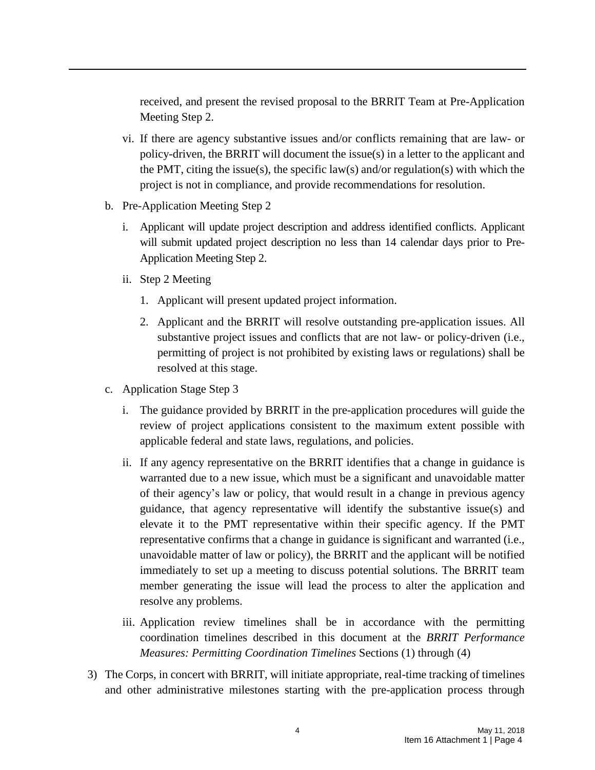received, and present the revised proposal to the BRRIT Team at Pre-Application Meeting Step 2.

vi. If there are agency substantive issues and/or conflicts remaining that are law- or policy-driven, the BRRIT will document the issue(s) in a letter to the applicant and the PMT, citing the issue(s), the specific law(s) and/or regulation(s) with which the project is not in compliance, and provide recommendations for resolution.

b. Pre-Application Meeting Step 2

   i. Applicant will update project description and address identified conflicts. Applicant will submit updated project description no less than 14 calendar days prior to Pre-Application Meeting Step 2.

   ii. Step 2 Meeting

      1. Applicant will present updated project information.

      2. Applicant and the BRRIT will resolve outstanding pre-application issues. All substantive project issues and conflicts that are not law- or policy-driven (i.e., permitting of project is not prohibited by existing laws or regulations) shall be resolved at this stage.

c. Application Stage Step 3

   i. The guidance provided by BRRIT in the pre-application procedures will guide the review of project applications consistent to the maximum extent possible with applicable federal and state laws, regulations, and policies.

   ii. If any agency representative on the BRRIT identifies that a change in guidance is warranted due to a new issue, which must be a significant and unavoidable matter of their agency's law or policy, that would result in a change in previous agency guidance, that agency representative will identify the substantive issue(s) and elevate it to the PMT representative within their specific agency. If the PMT representative confirms that a change in guidance is significant and warranted (i.e., unavoidable matter of law or policy), the BRRIT and the applicant will be notified immediately to set up a meeting to discuss potential solutions. The BRRIT team member generating the issue will lead the process to alter the application and resolve any problems.

   iii. Application review timelines shall be in accordance with the permitting coordination timelines described in this document at the *BRRIT Performance Measures: Permitting Coordination Timelines* Sections (1) through (4)

3) The Corps, in concert with BRRIT, will initiate appropriate, real-time tracking of timelines and other administrative milestones starting with the pre-application process through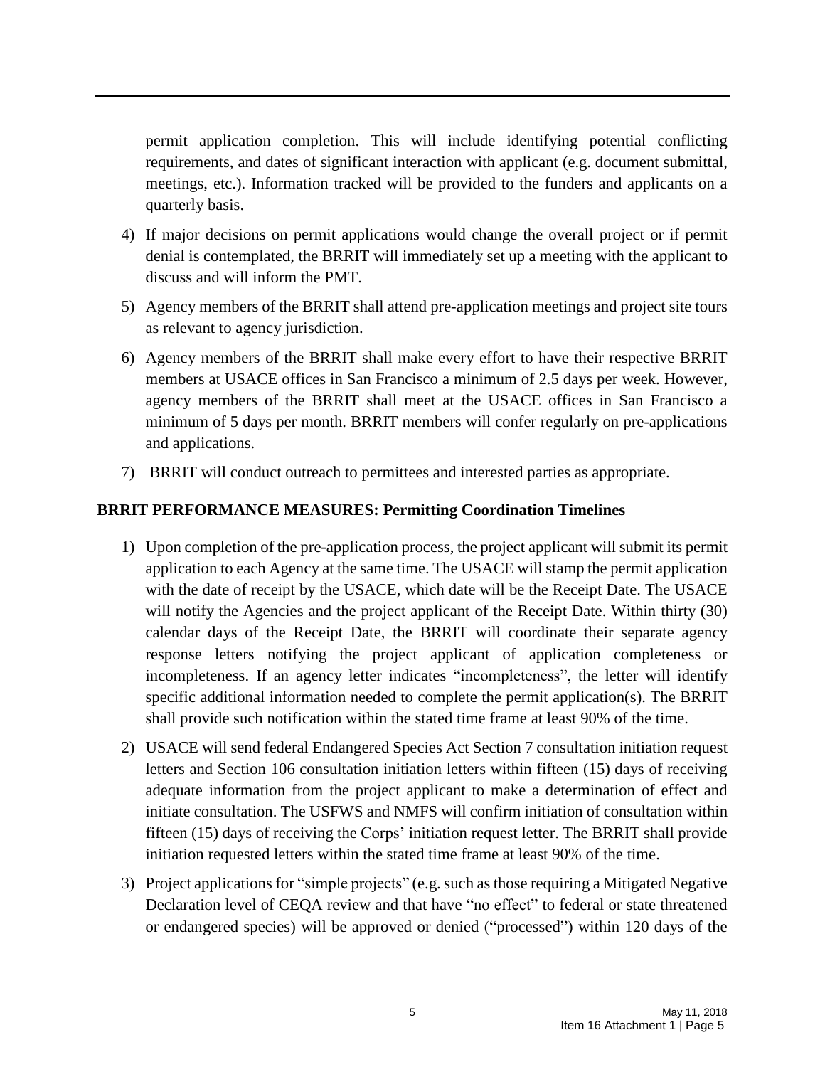permit application completion. This will include identifying potential conflicting requirements, and dates of significant interaction with applicant (e.g. document submittal, meetings, etc.). Information tracked will be provided to the funders and applicants on a quarterly basis.

4) If major decisions on permit applications would change the overall project or if permit denial is contemplated, the BRRIT will immediately set up a meeting with the applicant to discuss and will inform the PMT.

5) Agency members of the BRRIT shall attend pre-application meetings and project site tours as relevant to agency jurisdiction.

6) Agency members of the BRRIT shall make every effort to have their respective BRRIT members at USACE offices in San Francisco a minimum of 2.5 days per week. However, agency members of the BRRIT shall meet at the USACE offices in San Francisco a minimum of 5 days per month. BRRIT members will confer regularly on pre-applications and applications.

7) BRRIT will conduct outreach to permittees and interested parties as appropriate.

**BRRIT PERFORMANCE MEASURES: Permitting Coordination Timelines**

1) Upon completion of the pre-application process, the project applicant will submit its permit application to each Agency at the same time. The USACE will stamp the permit application with the date of receipt by the USACE, which date will be the Receipt Date. The USACE will notify the Agencies and the project applicant of the Receipt Date. Within thirty (30) calendar days of the Receipt Date, the BRRIT will coordinate their separate agency response letters notifying the project applicant of application completeness or incompleteness. If an agency letter indicates "incompleteness", the letter will identify specific additional information needed to complete the permit application(s). The BRRIT shall provide such notification within the stated time frame at least 90% of the time.

2) USACE will send federal Endangered Species Act Section 7 consultation initiation request letters and Section 106 consultation initiation letters within fifteen (15) days of receiving adequate information from the project applicant to make a determination of effect and initiate consultation. The USFWS and NMFS will confirm initiation of consultation within fifteen (15) days of receiving the Corps' initiation request letter. The BRRIT shall provide initiation requested letters within the stated time frame at least 90% of the time.

3) Project applications for "simple projects" (e.g. such as those requiring a Mitigated Negative Declaration level of CEQA review and that have "no effect" to federal or state threatened or endangered species) will be approved or denied ("processed") within 120 days of the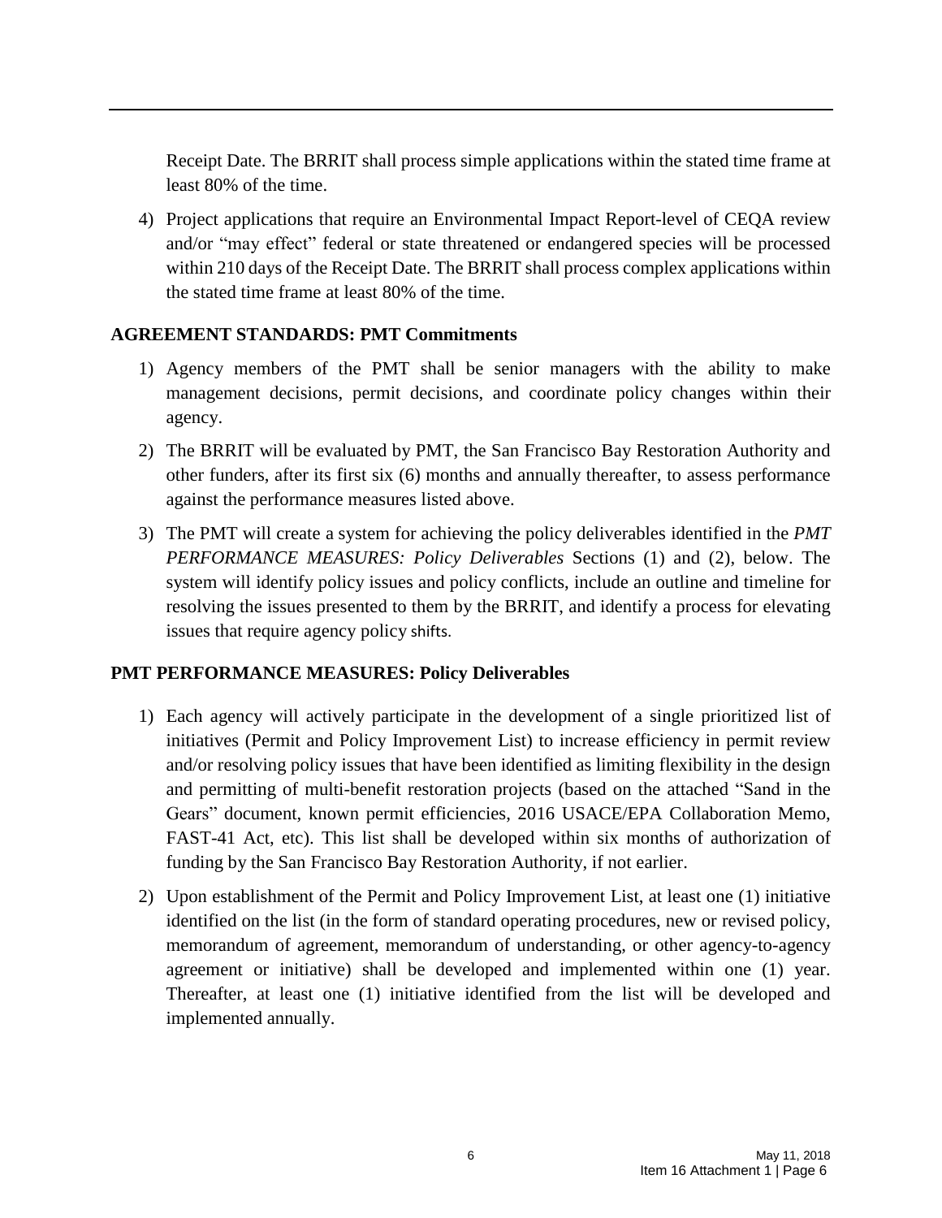Receipt Date. The BRRIT shall process simple applications within the stated time frame at least 80% of the time.

4) Project applications that require an Environmental Impact Report-level of CEQA review and/or "may effect" federal or state threatened or endangered species will be processed within 210 days of the Receipt Date. The BRRIT shall process complex applications within the stated time frame at least 80% of the time.

**AGREEMENT STANDARDS: PMT Commitments**

1) Agency members of the PMT shall be senior managers with the ability to make management decisions, permit decisions, and coordinate policy changes within their agency.
2) The BRRIT will be evaluated by PMT, the San Francisco Bay Restoration Authority and other funders, after its first six (6) months and annually thereafter, to assess performance against the performance measures listed above.
3) The PMT will create a system for achieving the policy deliverables identified in the *PMT PERFORMANCE MEASURES: Policy Deliverables* Sections (1) and (2), below. The system will identify policy issues and policy conflicts, include an outline and timeline for resolving the issues presented to them by the BRRIT, and identify a process for elevating issues that require agency policy shifts.

**PMT PERFORMANCE MEASURES: Policy Deliverables**

1) Each agency will actively participate in the development of a single prioritized list of initiatives (Permit and Policy Improvement List) to increase efficiency in permit review and/or resolving policy issues that have been identified as limiting flexibility in the design and permitting of multi-benefit restoration projects (based on the attached "Sand in the Gears" document, known permit efficiencies, 2016 USACE/EPA Collaboration Memo, FAST-41 Act, etc). This list shall be developed within six months of authorization of funding by the San Francisco Bay Restoration Authority, if not earlier.
2) Upon establishment of the Permit and Policy Improvement List, at least one (1) initiative identified on the list (in the form of standard operating procedures, new or revised policy, memorandum of agreement, memorandum of understanding, or other agency-to-agency agreement or initiative) shall be developed and implemented within one (1) year. Thereafter, at least one (1) initiative identified from the list will be developed and implemented annually.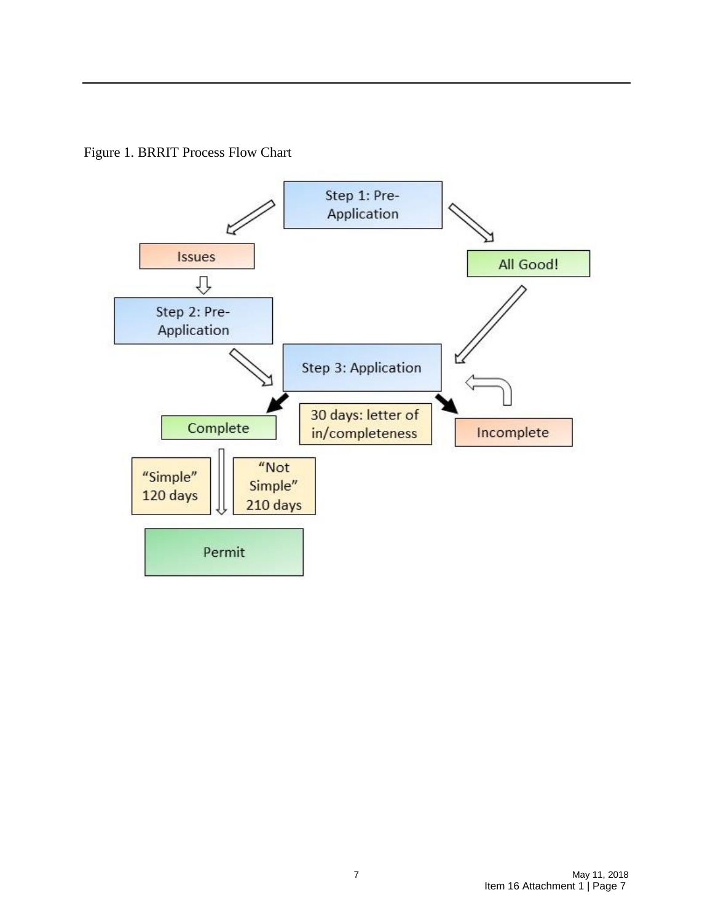Figure 1. BRRIT Process Flow Chart

Step 1: Pre-Application

Issues

All Good!

Step 2: Pre-Application

Step 3: Application

Complete

30 days: letter of in/completeness

Incomplete

"Simple" 120 days

"Not Simple" 210 days

Permit